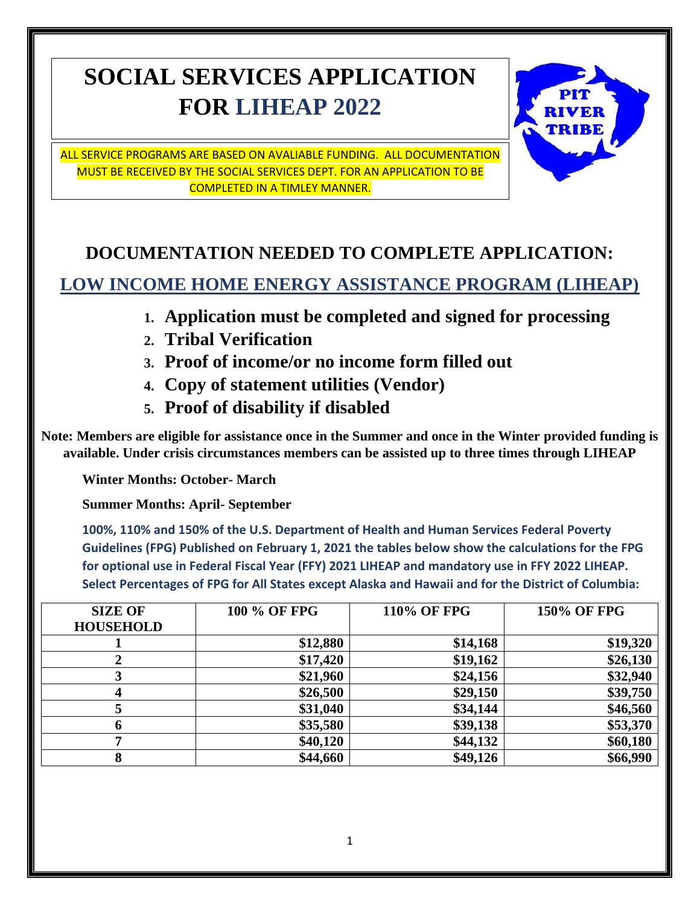# SOCIAL SERVICES APPLICATION FOR LIHEAP 2022

ALL SERVICE PROGRAMS ARE BASED ON AVALIABLE FUNDING. ALL DOCUMENTATION MUST BE RECEIVED BY THE SOCIAL SERVICES DEPT. FOR AN APPLICATION TO BE COMPLETED IN A TIMLEY MANNER.

PIT RIVER TRIBE

## DOCUMENTATION NEEDED TO COMPLETE APPLICATION:

### LOW INCOME HOME ENERGY ASSISTANCE PROGRAM (LIHEAP)

1. **Application must be completed and signed for processing**
2. **Tribal Verification**
3. **Proof of income/or no income form filled out**
4. **Copy of statement utilities (Vendor)**
5. **Proof of disability if disabled**

**Note: Members are eligible for assistance once in the Summer and once in the Winter provided funding is available. Under crisis circumstances members can be assisted up to three times through LIHEAP**

**Winter Months: October- March**

**Summer Months: April- September**

**100%, 110% and 150% of the U.S. Department of Health and Human Services Federal Poverty Guidelines (FPG) Published on February 1, 2021 the tables below show the calculations for the FPG for optional use in Federal Fiscal Year (FFY) 2021 LIHEAP and mandatory use in FFY 2022 LIHEAP. Select Percentages of FPG for All States except Alaska and Hawaii and for the District of Columbia:**

| SIZE OF HOUSEHOLD | 100 % OF FPG | 110% OF FPG | 150% OF FPG |
|---|---|---|---|
| 1 | $12,880 | $14,168 | $19,320 |
| 2 | $17,420 | $19,162 | $26,130 |
| 3 | $21,960 | $24,156 | $32,940 |
| 4 | $26,500 | $29,150 | $39,750 |
| 5 | $31,040 | $34,144 | $46,560 |
| 6 | $35,580 | $39,138 | $53,370 |
| 7 | $40,120 | $44,132 | $60,180 |
| 8 | $44,660 | $49,126 | $66,990 |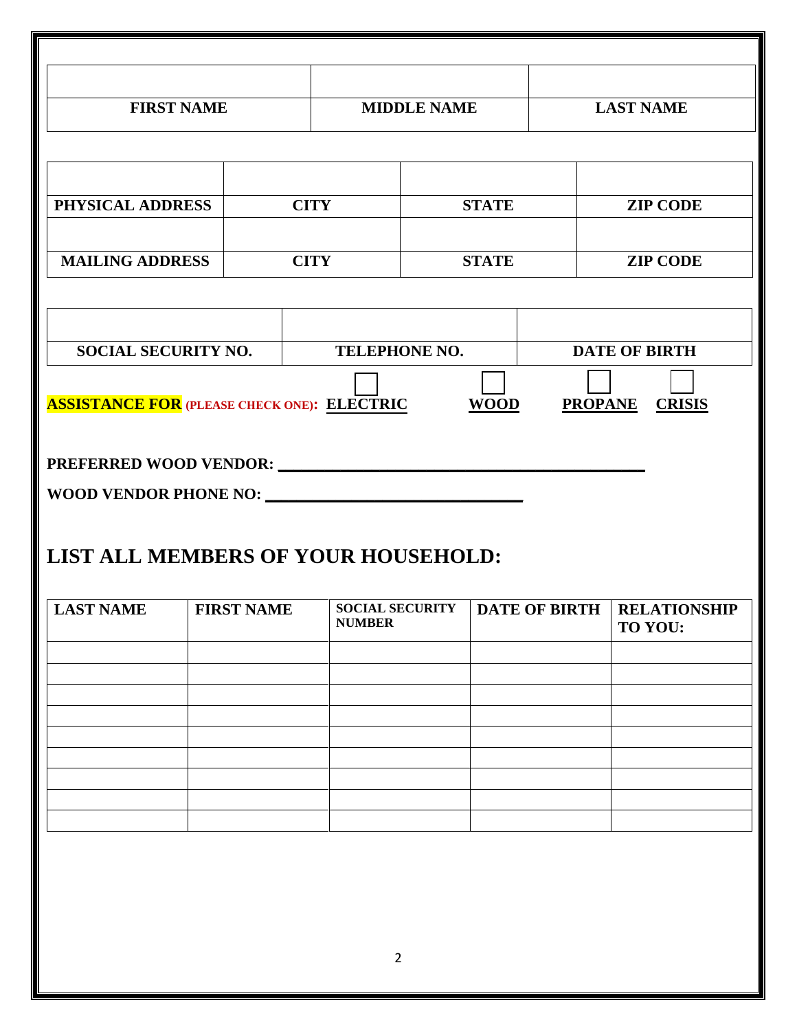| | | |
|---|---|---|
| | | |
| **FIRST NAME** | **MIDDLE NAME** | **LAST NAME** |

| | | | |
|---|---|---|---|
| | | | |
| **PHYSICAL ADDRESS** | **CITY** | **STATE** | **ZIP CODE** |
| | | | |
| **MAILING ADDRESS** | **CITY** | **STATE** | **ZIP CODE** |

| | | |
|---|---|---|
| | | |
| **SOCIAL SECURITY NO.** | **TELEPHONE NO.** | **DATE OF BIRTH** |

**ASSISTANCE FOR** **(PLEASE CHECK ONE):** ☐ **ELECTRIC** ☐ **WOOD** ☐ **PROPANE** ☐ **CRISIS**

**PREFERRED WOOD VENDOR:** ___________________________________________

**WOOD VENDOR PHONE NO:** ______________________________

## LIST ALL MEMBERS OF YOUR HOUSEHOLD:

| LAST NAME | FIRST NAME | SOCIAL SECURITY NUMBER | DATE OF BIRTH | RELATIONSHIP TO YOU: |
|---|---|---|---|---|
| | | | | |
| | | | | |
| | | | | |
| | | | | |
| | | | | |
| | | | | |
| | | | | |
| | | | | |
| | | | | |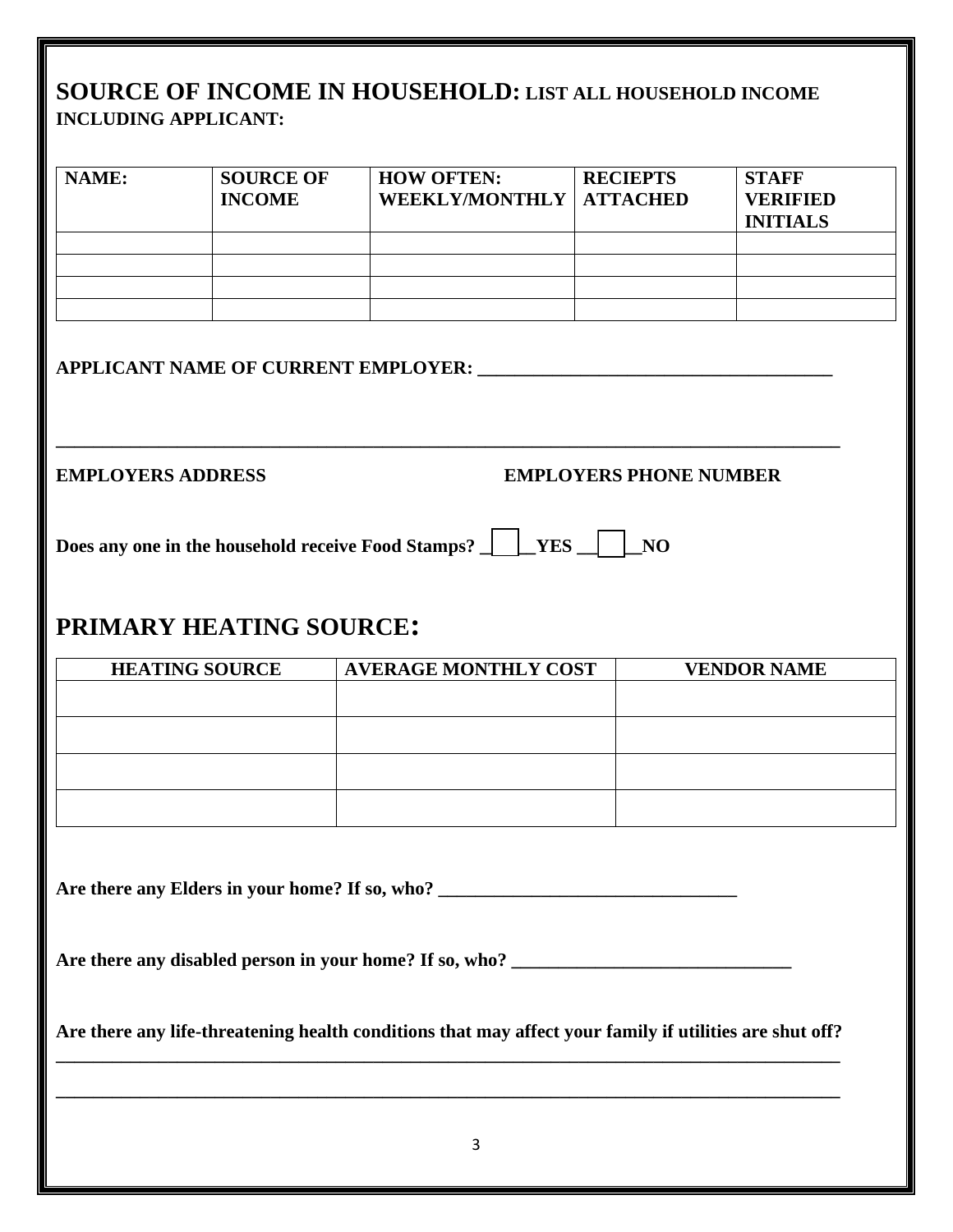## SOURCE OF INCOME IN HOUSEHOLD: LIST ALL HOUSEHOLD INCOME INCLUDING APPLICANT:

| NAME: | SOURCE OF INCOME | HOW OFTEN: WEEKLY/MONTHLY | RECIEPTS ATTACHED | STAFF VERIFIED INITIALS |
|---|---|---|---|---|
| | | | | |
| | | | | |
| | | | | |
| | | | | |

**APPLICANT NAME OF CURRENT EMPLOYER: ______________________________________**

**_____________________________________________________________________________________**

**EMPLOYERS ADDRESS                                        EMPLOYERS PHONE NUMBER**

**Does any one in the household receive Food Stamps? __☐__YES __☐__NO**

## PRIMARY HEATING SOURCE:

| HEATING SOURCE | AVERAGE MONTHLY COST | VENDOR NAME |
|---|---|---|
| | | |
| | | |
| | | |
| | | |

**Are there any Elders in your home? If so, who? ________________________________**

**Are there any disabled person in your home? If so, who? ______________________________**

**Are there any life-threatening health conditions that may affect your family if utilities are shut off?**

**_____________________________________________________________________________________**

**_____________________________________________________________________________________**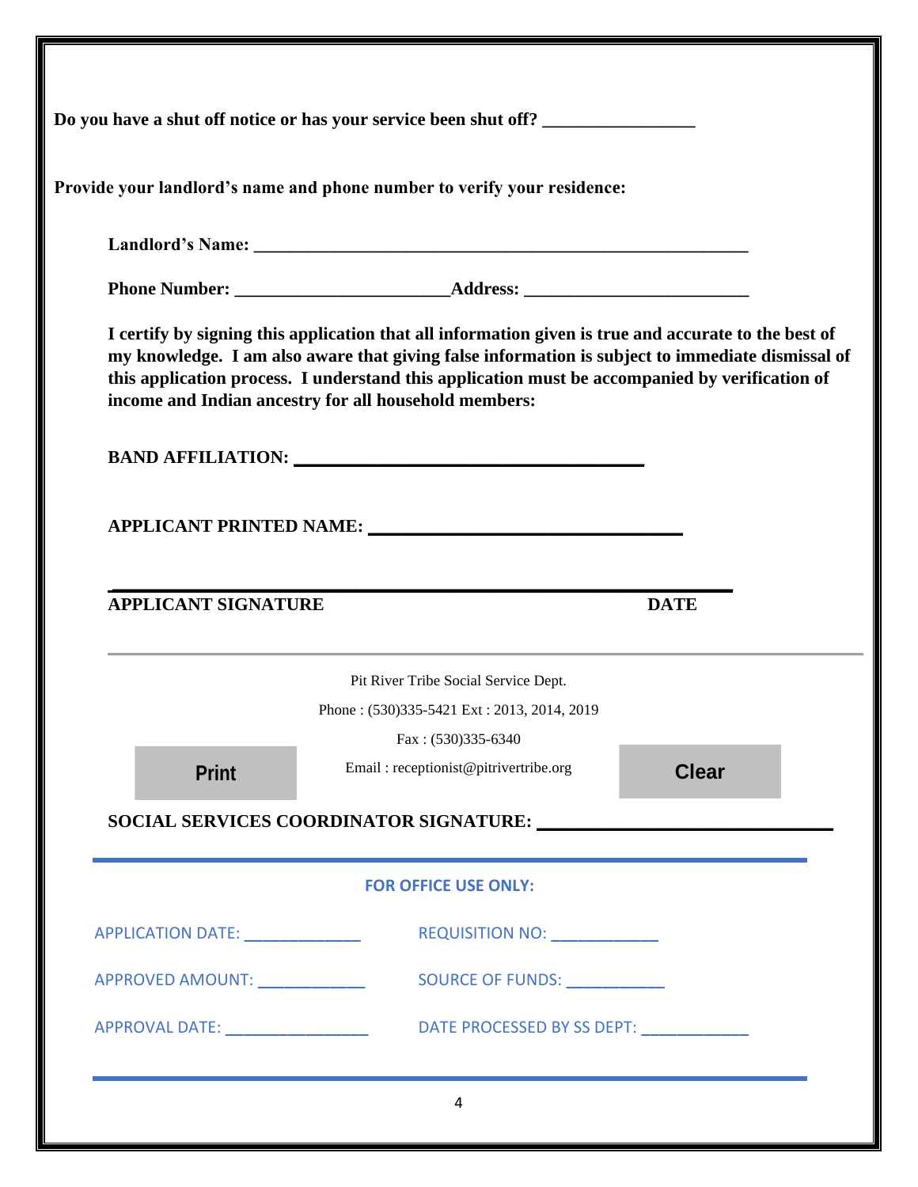**Do you have a shut off notice or has your service been shut off? ________________**

**Provide your landlord's name and phone number to verify your residence:**

**Landlord's Name: _______________________________________________________**

**Phone Number: _______________________Address: ________________________**

**I certify by signing this application that all information given is true and accurate to the best of my knowledge. I am also aware that giving false information is subject to immediate dismissal of this application process. I understand this application must be accompanied by verification of income and Indian ancestry for all household members:**

**BAND AFFILIATION: ________________________________________**

**APPLICANT PRINTED NAME: ____________________________________**

**______________________________________________________________________**

**APPLICANT SIGNATURE** **DATE**

---

Pit River Tribe Social Service Dept.

Phone : (530)335-5421 Ext : 2013, 2014, 2019

Fax : (530)335-6340

Email : receptionist@pitrivertribe.org

Print

Clear

**SOCIAL SERVICES COORDINATOR SIGNATURE: ______________________________**

---

**FOR OFFICE USE ONLY:**

APPLICATION DATE: _____________ REQUISITION NO: ____________

APPROVED AMOUNT: ____________ SOURCE OF FUNDS: ___________

APPROVAL DATE: ________________ DATE PROCESSED BY SS DEPT: ____________

---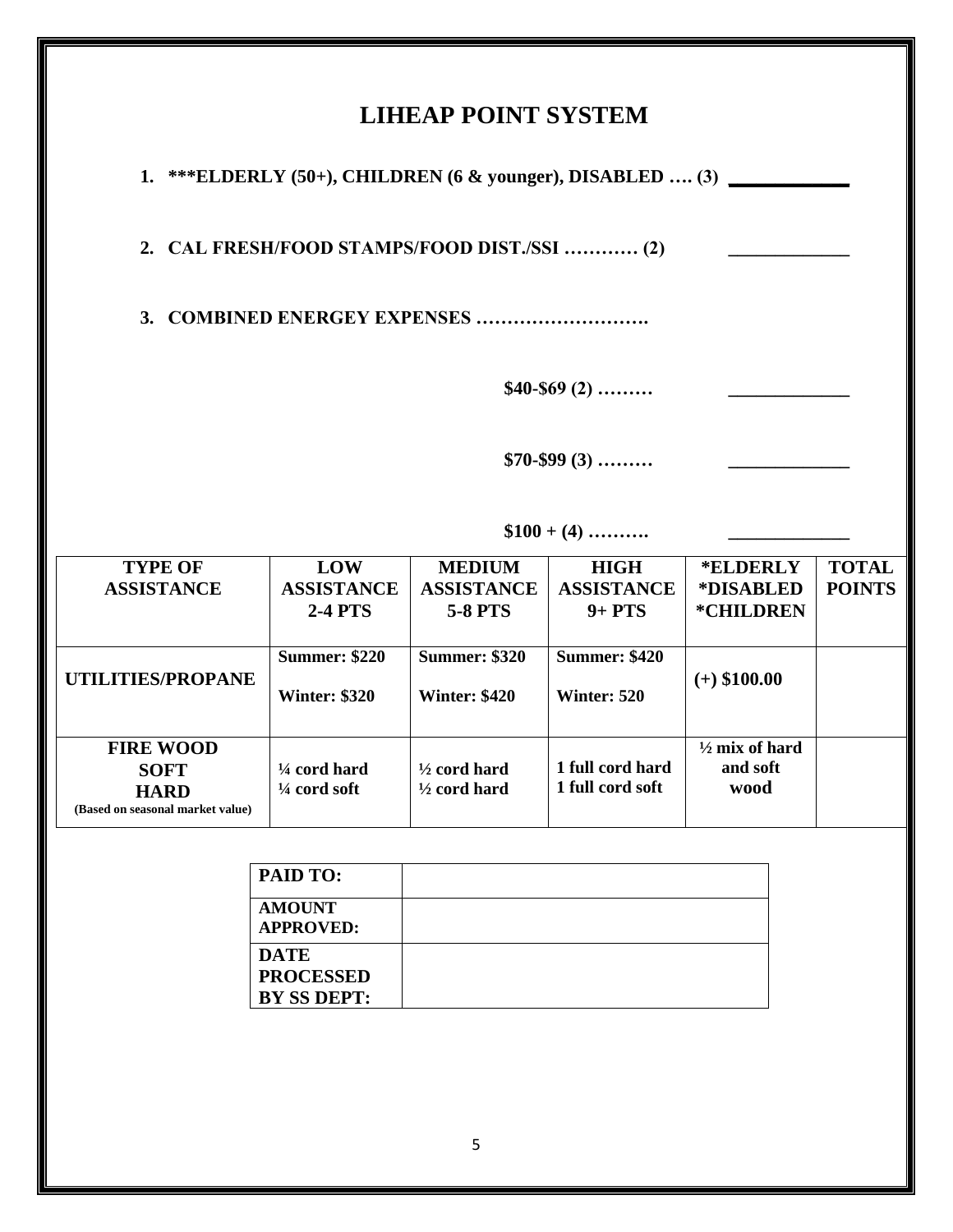# LIHEAP POINT SYSTEM

1. **\*\*\*ELDERLY (50+), CHILDREN (6 & younger), DISABLED …. (3)** \_\_\_\_\_\_\_\_\_\_\_\_\_

2. **CAL FRESH/FOOD STAMPS/FOOD DIST./SSI ………… (2)** \_\_\_\_\_\_\_\_\_\_\_\_\_

3. **COMBINED ENERGEY EXPENSES ……………………….**

   **$40-$69 (2) ………** \_\_\_\_\_\_\_\_\_\_\_\_\_

   **$70-$99 (3) ………** \_\_\_\_\_\_\_\_\_\_\_\_\_

   **$100 + (4) ……….** \_\_\_\_\_\_\_\_\_\_\_\_\_

| TYPE OF ASSISTANCE | LOW ASSISTANCE 2-4 PTS | MEDIUM ASSISTANCE 5-8 PTS | HIGH ASSISTANCE 9+ PTS | \*ELDERLY \*DISABLED \*CHILDREN | TOTAL POINTS |
|---|---|---|---|---|---|
| UTILITIES/PROPANE | Summer: $220<br>Winter: $320 | Summer: $320<br>Winter: $420 | Summer: $420<br>Winter: 520 | (+) $100.00 | |
| FIRE WOOD<br>SOFT<br>HARD<br>(Based on seasonal market value) | ¼ cord hard<br>¼ cord soft | ½ cord hard<br>½ cord hard | 1 full cord hard<br>1 full cord soft | ½ mix of hard and soft wood | |

| | |
|---|---|
| **PAID TO:** | |
| **AMOUNT APPROVED:** | |
| **DATE PROCESSED BY SS DEPT:** | |